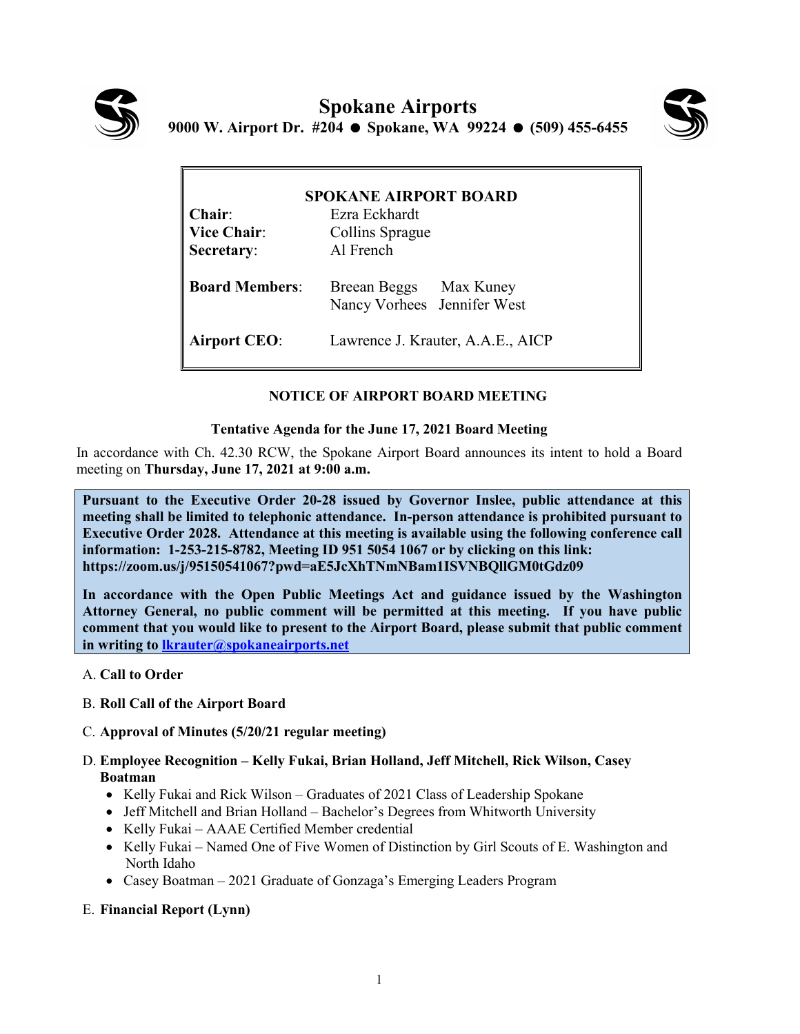# Spokane Airports

**9000 W. Airport Dr. #204 ● Spokane, WA 99224 ● (509) 455-6455**

| **SPOKANE AIRPORT BOARD** | |
|---|---|
| **Chair**: | Ezra Eckhardt |
| **Vice Chair**: | Collins Sprague |
| **Secretary**: | Al French |
| **Board Members**: | Breean Beggs Max Kuney<br>Nancy Vorhees Jennifer West |
| **Airport CEO**: | Lawrence J. Krauter, A.A.E., AICP |

## NOTICE OF AIRPORT BOARD MEETING

### Tentative Agenda for the June 17, 2021 Board Meeting

In accordance with Ch. 42.30 RCW, the Spokane Airport Board announces its intent to hold a Board meeting on **Thursday, June 17, 2021 at 9:00 a.m.**

**Pursuant to the Executive Order 20-28 issued by Governor Inslee, public attendance at this meeting shall be limited to telephonic attendance. In-person attendance is prohibited pursuant to Executive Order 2028. Attendance at this meeting is available using the following conference call information: 1-253-215-8782, Meeting ID 951 5054 1067 or by clicking on this link: https://zoom.us/j/95150541067?pwd=aE5JcXhTNmNBam1ISVNBQllGM0tGdz09**

**In accordance with the Open Public Meetings Act and guidance issued by the Washington Attorney General, no public comment will be permitted at this meeting. If you have public comment that you would like to present to the Airport Board, please submit that public comment in writing to [lkrauter@spokaneairports.net](mailto:lkrauter@spokaneairports.net)**

A. **Call to Order**

B. **Roll Call of the Airport Board**

C. **Approval of Minutes (5/20/21 regular meeting)**

D. **Employee Recognition – Kelly Fukai, Brian Holland, Jeff Mitchell, Rick Wilson, Casey Boatman**
- Kelly Fukai and Rick Wilson – Graduates of 2021 Class of Leadership Spokane
- Jeff Mitchell and Brian Holland – Bachelor's Degrees from Whitworth University
- Kelly Fukai – AAAE Certified Member credential
- Kelly Fukai – Named One of Five Women of Distinction by Girl Scouts of E. Washington and North Idaho
- Casey Boatman – 2021 Graduate of Gonzaga's Emerging Leaders Program

E. **Financial Report (Lynn)**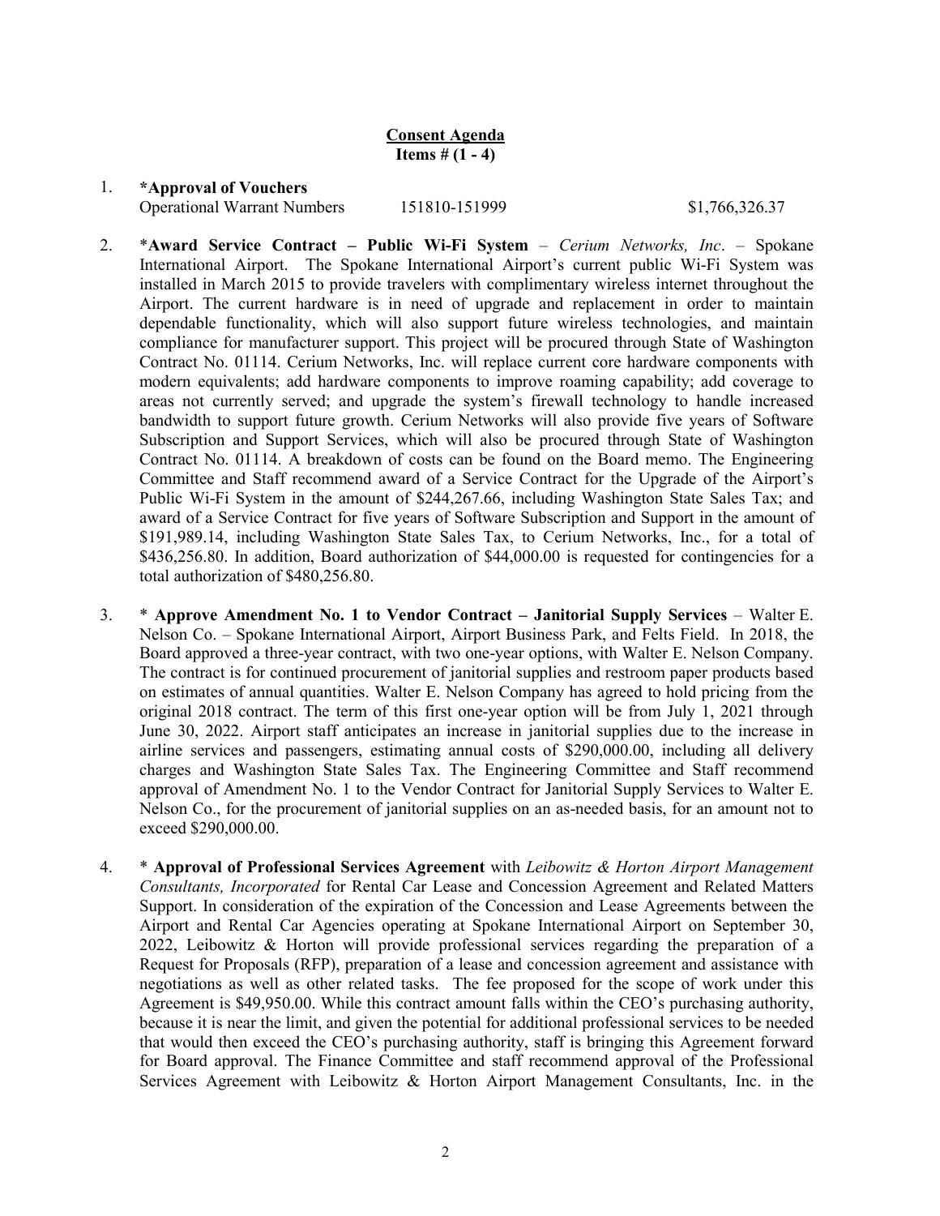**Consent Agenda**
**Items # (1 - 4)**

1. ***Approval of Vouchers**
   Operational Warrant Numbers 151810-151999 $1,766,326.37

2. ***Award Service Contract – Public Wi-Fi System** – *Cerium Networks, Inc*. – Spokane International Airport. The Spokane International Airport's current public Wi-Fi System was installed in March 2015 to provide travelers with complimentary wireless internet throughout the Airport. The current hardware is in need of upgrade and replacement in order to maintain dependable functionality, which will also support future wireless technologies, and maintain compliance for manufacturer support. This project will be procured through State of Washington Contract No. 01114. Cerium Networks, Inc. will replace current core hardware components with modern equivalents; add hardware components to improve roaming capability; add coverage to areas not currently served; and upgrade the system's firewall technology to handle increased bandwidth to support future growth. Cerium Networks will also provide five years of Software Subscription and Support Services, which will also be procured through State of Washington Contract No. 01114. A breakdown of costs can be found on the Board memo. The Engineering Committee and Staff recommend award of a Service Contract for the Upgrade of the Airport's Public Wi-Fi System in the amount of $244,267.66, including Washington State Sales Tax; and award of a Service Contract for five years of Software Subscription and Support in the amount of $191,989.14, including Washington State Sales Tax, to Cerium Networks, Inc., for a total of $436,256.80. In addition, Board authorization of $44,000.00 is requested for contingencies for a total authorization of $480,256.80.

3. * **Approve Amendment No. 1 to Vendor Contract – Janitorial Supply Services** – Walter E. Nelson Co. – Spokane International Airport, Airport Business Park, and Felts Field. In 2018, the Board approved a three-year contract, with two one-year options, with Walter E. Nelson Company. The contract is for continued procurement of janitorial supplies and restroom paper products based on estimates of annual quantities. Walter E. Nelson Company has agreed to hold pricing from the original 2018 contract. The term of this first one-year option will be from July 1, 2021 through June 30, 2022. Airport staff anticipates an increase in janitorial supplies due to the increase in airline services and passengers, estimating annual costs of $290,000.00, including all delivery charges and Washington State Sales Tax. The Engineering Committee and Staff recommend approval of Amendment No. 1 to the Vendor Contract for Janitorial Supply Services to Walter E. Nelson Co., for the procurement of janitorial supplies on an as-needed basis, for an amount not to exceed $290,000.00.

4. * **Approval of Professional Services Agreement** with *Leibowitz & Horton Airport Management Consultants, Incorporated* for Rental Car Lease and Concession Agreement and Related Matters Support. In consideration of the expiration of the Concession and Lease Agreements between the Airport and Rental Car Agencies operating at Spokane International Airport on September 30, 2022, Leibowitz & Horton will provide professional services regarding the preparation of a Request for Proposals (RFP), preparation of a lease and concession agreement and assistance with negotiations as well as other related tasks. The fee proposed for the scope of work under this Agreement is $49,950.00. While this contract amount falls within the CEO's purchasing authority, because it is near the limit, and given the potential for additional professional services to be needed that would then exceed the CEO's purchasing authority, staff is bringing this Agreement forward for Board approval. The Finance Committee and staff recommend approval of the Professional Services Agreement with Leibowitz & Horton Airport Management Consultants, Inc. in the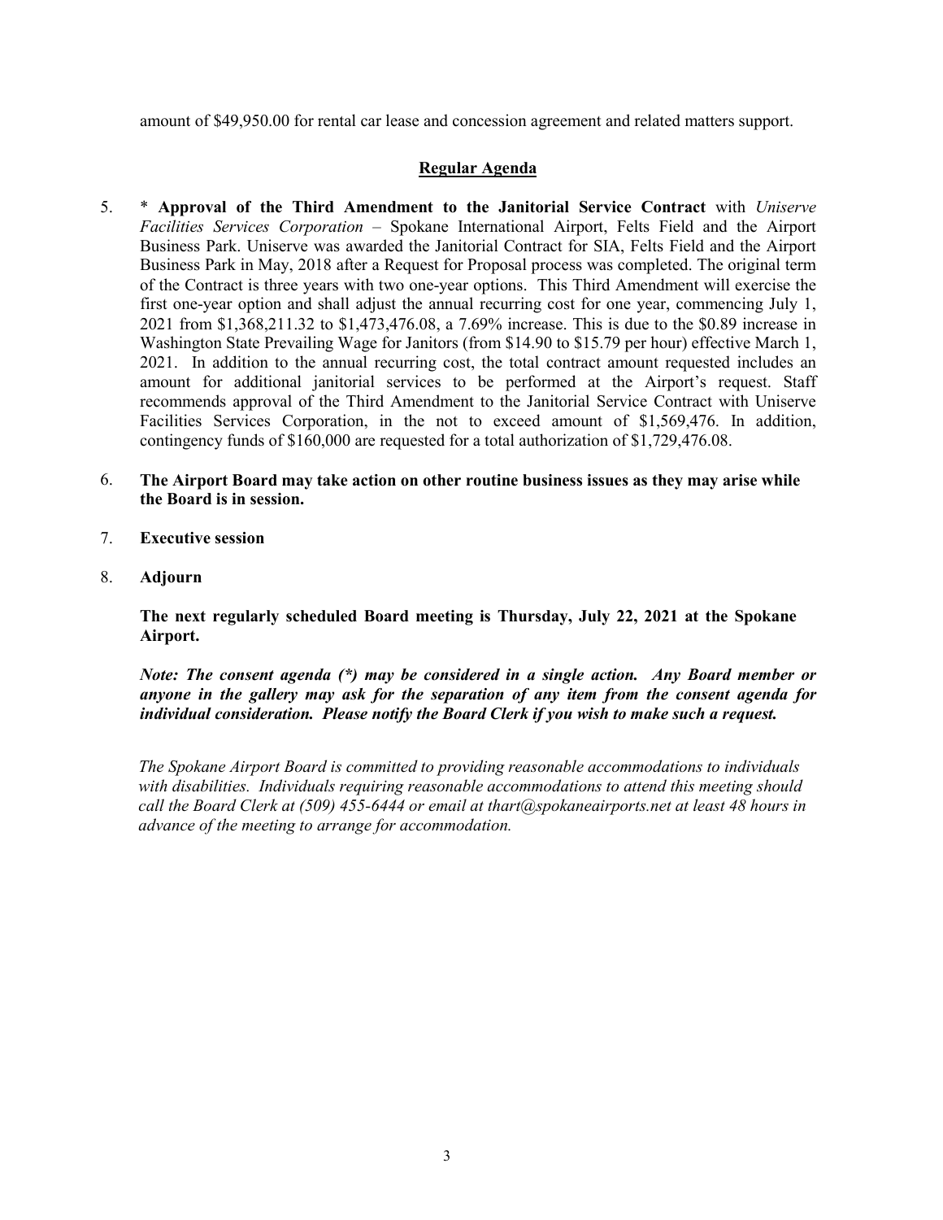amount of $49,950.00 for rental car lease and concession agreement and related matters support.

## Regular Agenda

5. \* **Approval of the Third Amendment to the Janitorial Service Contract** with *Uniserve Facilities Services Corporation* – Spokane International Airport, Felts Field and the Airport Business Park. Uniserve was awarded the Janitorial Contract for SIA, Felts Field and the Airport Business Park in May, 2018 after a Request for Proposal process was completed. The original term of the Contract is three years with two one-year options. This Third Amendment will exercise the first one-year option and shall adjust the annual recurring cost for one year, commencing July 1, 2021 from $1,368,211.32 to $1,473,476.08, a 7.69% increase. This is due to the $0.89 increase in Washington State Prevailing Wage for Janitors (from $14.90 to $15.79 per hour) effective March 1, 2021. In addition to the annual recurring cost, the total contract amount requested includes an amount for additional janitorial services to be performed at the Airport's request. Staff recommends approval of the Third Amendment to the Janitorial Service Contract with Uniserve Facilities Services Corporation, in the not to exceed amount of $1,569,476. In addition, contingency funds of $160,000 are requested for a total authorization of $1,729,476.08.

6. **The Airport Board may take action on other routine business issues as they may arise while the Board is in session.**

7. **Executive session**

8. **Adjourn**

   **The next regularly scheduled Board meeting is Thursday, July 22, 2021 at the Spokane Airport.**

   ***Note: The consent agenda (*) may be considered in a single action. Any Board member or anyone in the gallery may ask for the separation of any item from the consent agenda for individual consideration. Please notify the Board Clerk if you wish to make such a request.***

   *The Spokane Airport Board is committed to providing reasonable accommodations to individuals with disabilities. Individuals requiring reasonable accommodations to attend this meeting should call the Board Clerk at (509) 455-6444 or email at thart@spokaneairports.net at least 48 hours in advance of the meeting to arrange for accommodation.*